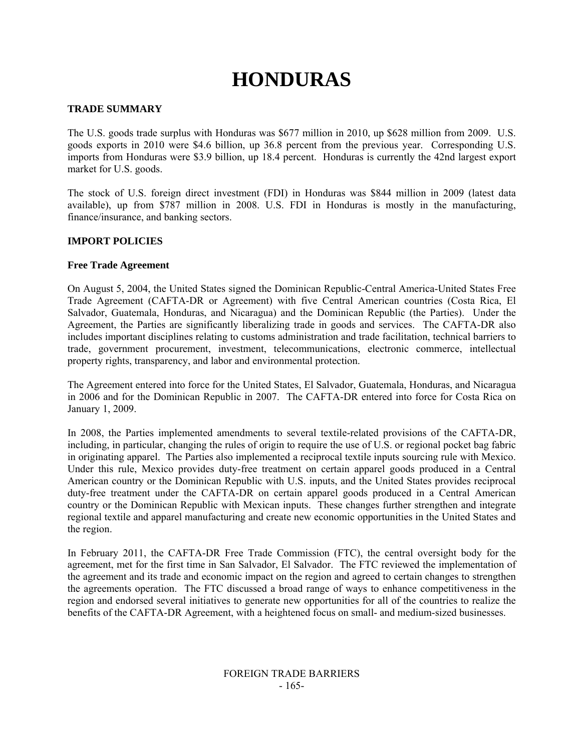# HONDURAS

## TRADE SUMMARY

The U.S. goods trade surplus with Honduras was $677 million in 2010, up $628 million from 2009. U.S. goods exports in 2010 were $4.6 billion, up 36.8 percent from the previous year. Corresponding U.S. imports from Honduras were $3.9 billion, up 18.4 percent. Honduras is currently the 42nd largest export market for U.S. goods.

The stock of U.S. foreign direct investment (FDI) in Honduras was $844 million in 2009 (latest data available), up from $787 million in 2008. U.S. FDI in Honduras is mostly in the manufacturing, finance/insurance, and banking sectors.

## IMPORT POLICIES

### Free Trade Agreement

On August 5, 2004, the United States signed the Dominican Republic-Central America-United States Free Trade Agreement (CAFTA-DR or Agreement) with five Central American countries (Costa Rica, El Salvador, Guatemala, Honduras, and Nicaragua) and the Dominican Republic (the Parties). Under the Agreement, the Parties are significantly liberalizing trade in goods and services. The CAFTA-DR also includes important disciplines relating to customs administration and trade facilitation, technical barriers to trade, government procurement, investment, telecommunications, electronic commerce, intellectual property rights, transparency, and labor and environmental protection.

The Agreement entered into force for the United States, El Salvador, Guatemala, Honduras, and Nicaragua in 2006 and for the Dominican Republic in 2007. The CAFTA-DR entered into force for Costa Rica on January 1, 2009.

In 2008, the Parties implemented amendments to several textile-related provisions of the CAFTA-DR, including, in particular, changing the rules of origin to require the use of U.S. or regional pocket bag fabric in originating apparel. The Parties also implemented a reciprocal textile inputs sourcing rule with Mexico. Under this rule, Mexico provides duty-free treatment on certain apparel goods produced in a Central American country or the Dominican Republic with U.S. inputs, and the United States provides reciprocal duty-free treatment under the CAFTA-DR on certain apparel goods produced in a Central American country or the Dominican Republic with Mexican inputs. These changes further strengthen and integrate regional textile and apparel manufacturing and create new economic opportunities in the United States and the region.

In February 2011, the CAFTA-DR Free Trade Commission (FTC), the central oversight body for the agreement, met for the first time in San Salvador, El Salvador. The FTC reviewed the implementation of the agreement and its trade and economic impact on the region and agreed to certain changes to strengthen the agreements operation. The FTC discussed a broad range of ways to enhance competitiveness in the region and endorsed several initiatives to generate new opportunities for all of the countries to realize the benefits of the CAFTA-DR Agreement, with a heightened focus on small- and medium-sized businesses.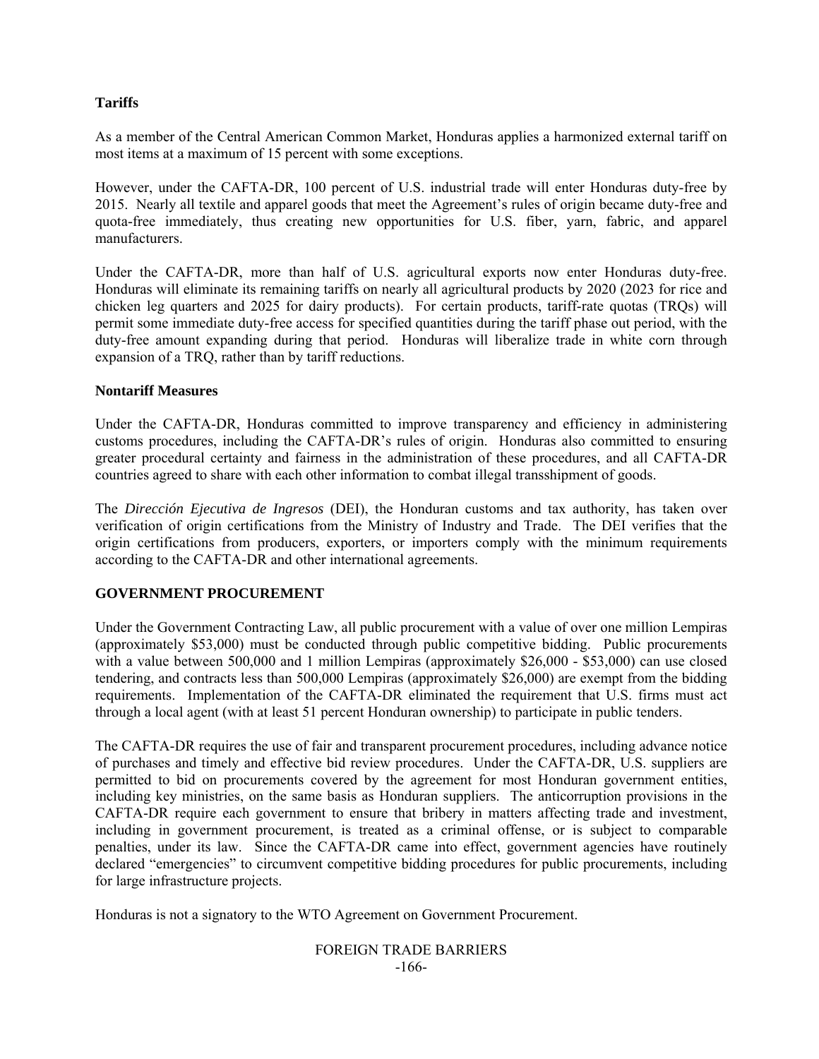**Tariffs**

As a member of the Central American Common Market, Honduras applies a harmonized external tariff on most items at a maximum of 15 percent with some exceptions.

However, under the CAFTA-DR, 100 percent of U.S. industrial trade will enter Honduras duty-free by 2015. Nearly all textile and apparel goods that meet the Agreement's rules of origin became duty-free and quota-free immediately, thus creating new opportunities for U.S. fiber, yarn, fabric, and apparel manufacturers.

Under the CAFTA-DR, more than half of U.S. agricultural exports now enter Honduras duty-free. Honduras will eliminate its remaining tariffs on nearly all agricultural products by 2020 (2023 for rice and chicken leg quarters and 2025 for dairy products). For certain products, tariff-rate quotas (TRQs) will permit some immediate duty-free access for specified quantities during the tariff phase out period, with the duty-free amount expanding during that period. Honduras will liberalize trade in white corn through expansion of a TRQ, rather than by tariff reductions.

**Nontariff Measures**

Under the CAFTA-DR, Honduras committed to improve transparency and efficiency in administering customs procedures, including the CAFTA-DR's rules of origin. Honduras also committed to ensuring greater procedural certainty and fairness in the administration of these procedures, and all CAFTA-DR countries agreed to share with each other information to combat illegal transshipment of goods.

The *Dirección Ejecutiva de Ingresos* (DEI), the Honduran customs and tax authority, has taken over verification of origin certifications from the Ministry of Industry and Trade. The DEI verifies that the origin certifications from producers, exporters, or importers comply with the minimum requirements according to the CAFTA-DR and other international agreements.

**GOVERNMENT PROCUREMENT**

Under the Government Contracting Law, all public procurement with a value of over one million Lempiras (approximately $53,000) must be conducted through public competitive bidding. Public procurements with a value between 500,000 and 1 million Lempiras (approximately $26,000 - $53,000) can use closed tendering, and contracts less than 500,000 Lempiras (approximately $26,000) are exempt from the bidding requirements. Implementation of the CAFTA-DR eliminated the requirement that U.S. firms must act through a local agent (with at least 51 percent Honduran ownership) to participate in public tenders.

The CAFTA-DR requires the use of fair and transparent procurement procedures, including advance notice of purchases and timely and effective bid review procedures. Under the CAFTA-DR, U.S. suppliers are permitted to bid on procurements covered by the agreement for most Honduran government entities, including key ministries, on the same basis as Honduran suppliers. The anticorruption provisions in the CAFTA-DR require each government to ensure that bribery in matters affecting trade and investment, including in government procurement, is treated as a criminal offense, or is subject to comparable penalties, under its law. Since the CAFTA-DR came into effect, government agencies have routinely declared "emergencies" to circumvent competitive bidding procedures for public procurements, including for large infrastructure projects.

Honduras is not a signatory to the WTO Agreement on Government Procurement.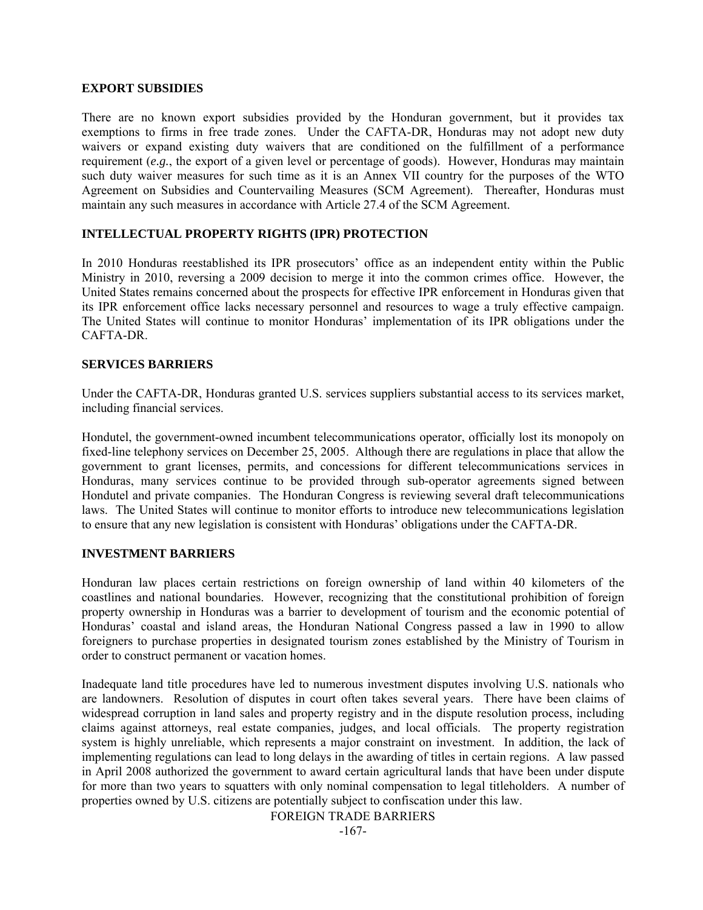## EXPORT SUBSIDIES

There are no known export subsidies provided by the Honduran government, but it provides tax exemptions to firms in free trade zones. Under the CAFTA-DR, Honduras may not adopt new duty waivers or expand existing duty waivers that are conditioned on the fulfillment of a performance requirement (*e.g.*, the export of a given level or percentage of goods). However, Honduras may maintain such duty waiver measures for such time as it is an Annex VII country for the purposes of the WTO Agreement on Subsidies and Countervailing Measures (SCM Agreement). Thereafter, Honduras must maintain any such measures in accordance with Article 27.4 of the SCM Agreement.

## INTELLECTUAL PROPERTY RIGHTS (IPR) PROTECTION

In 2010 Honduras reestablished its IPR prosecutors' office as an independent entity within the Public Ministry in 2010, reversing a 2009 decision to merge it into the common crimes office. However, the United States remains concerned about the prospects for effective IPR enforcement in Honduras given that its IPR enforcement office lacks necessary personnel and resources to wage a truly effective campaign. The United States will continue to monitor Honduras' implementation of its IPR obligations under the CAFTA-DR.

## SERVICES BARRIERS

Under the CAFTA-DR, Honduras granted U.S. services suppliers substantial access to its services market, including financial services.

Hondutel, the government-owned incumbent telecommunications operator, officially lost its monopoly on fixed-line telephony services on December 25, 2005. Although there are regulations in place that allow the government to grant licenses, permits, and concessions for different telecommunications services in Honduras, many services continue to be provided through sub-operator agreements signed between Hondutel and private companies. The Honduran Congress is reviewing several draft telecommunications laws. The United States will continue to monitor efforts to introduce new telecommunications legislation to ensure that any new legislation is consistent with Honduras' obligations under the CAFTA-DR.

## INVESTMENT BARRIERS

Honduran law places certain restrictions on foreign ownership of land within 40 kilometers of the coastlines and national boundaries. However, recognizing that the constitutional prohibition of foreign property ownership in Honduras was a barrier to development of tourism and the economic potential of Honduras' coastal and island areas, the Honduran National Congress passed a law in 1990 to allow foreigners to purchase properties in designated tourism zones established by the Ministry of Tourism in order to construct permanent or vacation homes.

Inadequate land title procedures have led to numerous investment disputes involving U.S. nationals who are landowners. Resolution of disputes in court often takes several years. There have been claims of widespread corruption in land sales and property registry and in the dispute resolution process, including claims against attorneys, real estate companies, judges, and local officials. The property registration system is highly unreliable, which represents a major constraint on investment. In addition, the lack of implementing regulations can lead to long delays in the awarding of titles in certain regions. A law passed in April 2008 authorized the government to award certain agricultural lands that have been under dispute for more than two years to squatters with only nominal compensation to legal titleholders. A number of properties owned by U.S. citizens are potentially subject to confiscation under this law.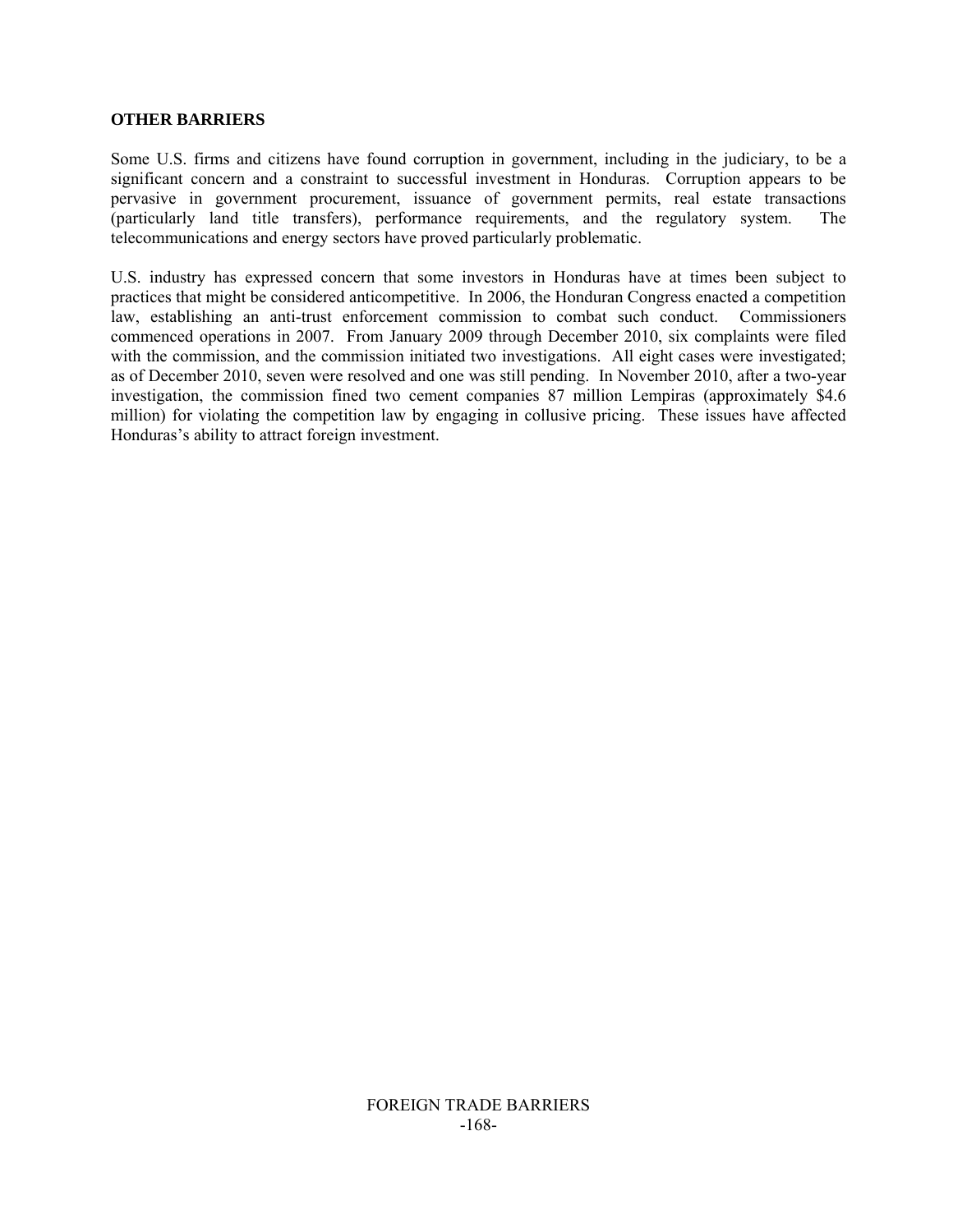## OTHER BARRIERS

Some U.S. firms and citizens have found corruption in government, including in the judiciary, to be a significant concern and a constraint to successful investment in Honduras. Corruption appears to be pervasive in government procurement, issuance of government permits, real estate transactions (particularly land title transfers), performance requirements, and the regulatory system. The telecommunications and energy sectors have proved particularly problematic.

U.S. industry has expressed concern that some investors in Honduras have at times been subject to practices that might be considered anticompetitive. In 2006, the Honduran Congress enacted a competition law, establishing an anti-trust enforcement commission to combat such conduct. Commissioners commenced operations in 2007. From January 2009 through December 2010, six complaints were filed with the commission, and the commission initiated two investigations. All eight cases were investigated; as of December 2010, seven were resolved and one was still pending. In November 2010, after a two-year investigation, the commission fined two cement companies 87 million Lempiras (approximately $4.6 million) for violating the competition law by engaging in collusive pricing. These issues have affected Honduras's ability to attract foreign investment.